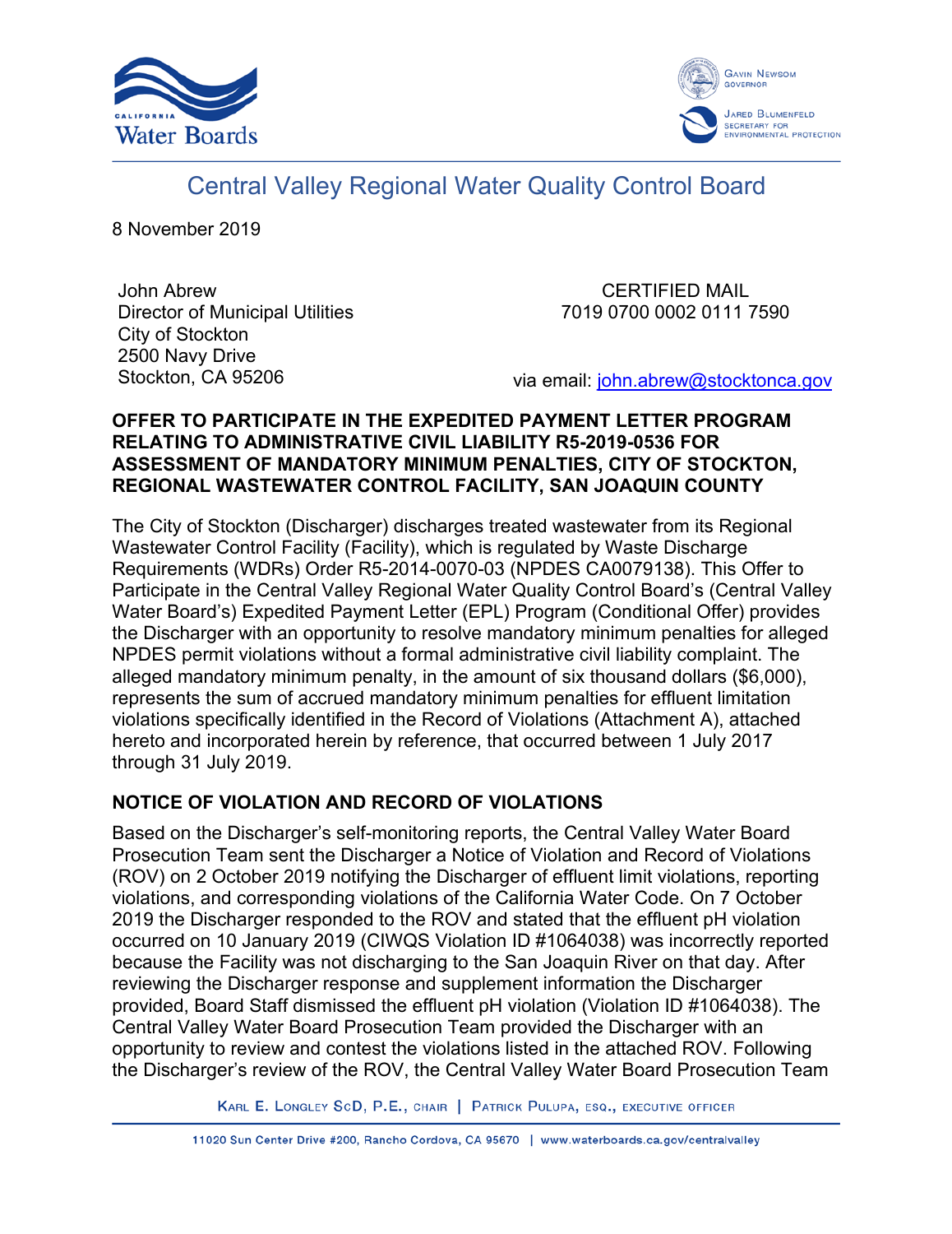Gavin Newsom, Governor

Jared Blumenfeld, Secretary for Environmental Protection

# Central Valley Regional Water Quality Control Board

8 November 2019

John Abrew
Director of Municipal Utilities
City of Stockton
2500 Navy Drive
Stockton, CA 95206

CERTIFIED MAIL
7019 0700 0002 0111 7590

via email: john.abrew@stocktonca.gov

**OFFER TO PARTICIPATE IN THE EXPEDITED PAYMENT LETTER PROGRAM RELATING TO ADMINISTRATIVE CIVIL LIABILITY R5-2019-0536 FOR ASSESSMENT OF MANDATORY MINIMUM PENALTIES, CITY OF STOCKTON, REGIONAL WASTEWATER CONTROL FACILITY, SAN JOAQUIN COUNTY**

The City of Stockton (Discharger) discharges treated wastewater from its Regional Wastewater Control Facility (Facility), which is regulated by Waste Discharge Requirements (WDRs) Order R5-2014-0070-03 (NPDES CA0079138). This Offer to Participate in the Central Valley Regional Water Quality Control Board's (Central Valley Water Board's) Expedited Payment Letter (EPL) Program (Conditional Offer) provides the Discharger with an opportunity to resolve mandatory minimum penalties for alleged NPDES permit violations without a formal administrative civil liability complaint. The alleged mandatory minimum penalty, in the amount of six thousand dollars ($6,000), represents the sum of accrued mandatory minimum penalties for effluent limitation violations specifically identified in the Record of Violations (Attachment A), attached hereto and incorporated herein by reference, that occurred between 1 July 2017 through 31 July 2019.

## NOTICE OF VIOLATION AND RECORD OF VIOLATIONS

Based on the Discharger's self-monitoring reports, the Central Valley Water Board Prosecution Team sent the Discharger a Notice of Violation and Record of Violations (ROV) on 2 October 2019 notifying the Discharger of effluent limit violations, reporting violations, and corresponding violations of the California Water Code. On 7 October 2019 the Discharger responded to the ROV and stated that the effluent pH violation occurred on 10 January 2019 (CIWQS Violation ID #1064038) was incorrectly reported because the Facility was not discharging to the San Joaquin River on that day. After reviewing the Discharger response and supplement information the Discharger provided, Board Staff dismissed the effluent pH violation (Violation ID #1064038). The Central Valley Water Board Prosecution Team provided the Discharger with an opportunity to review and contest the violations listed in the attached ROV. Following the Discharger's review of the ROV, the Central Valley Water Board Prosecution Team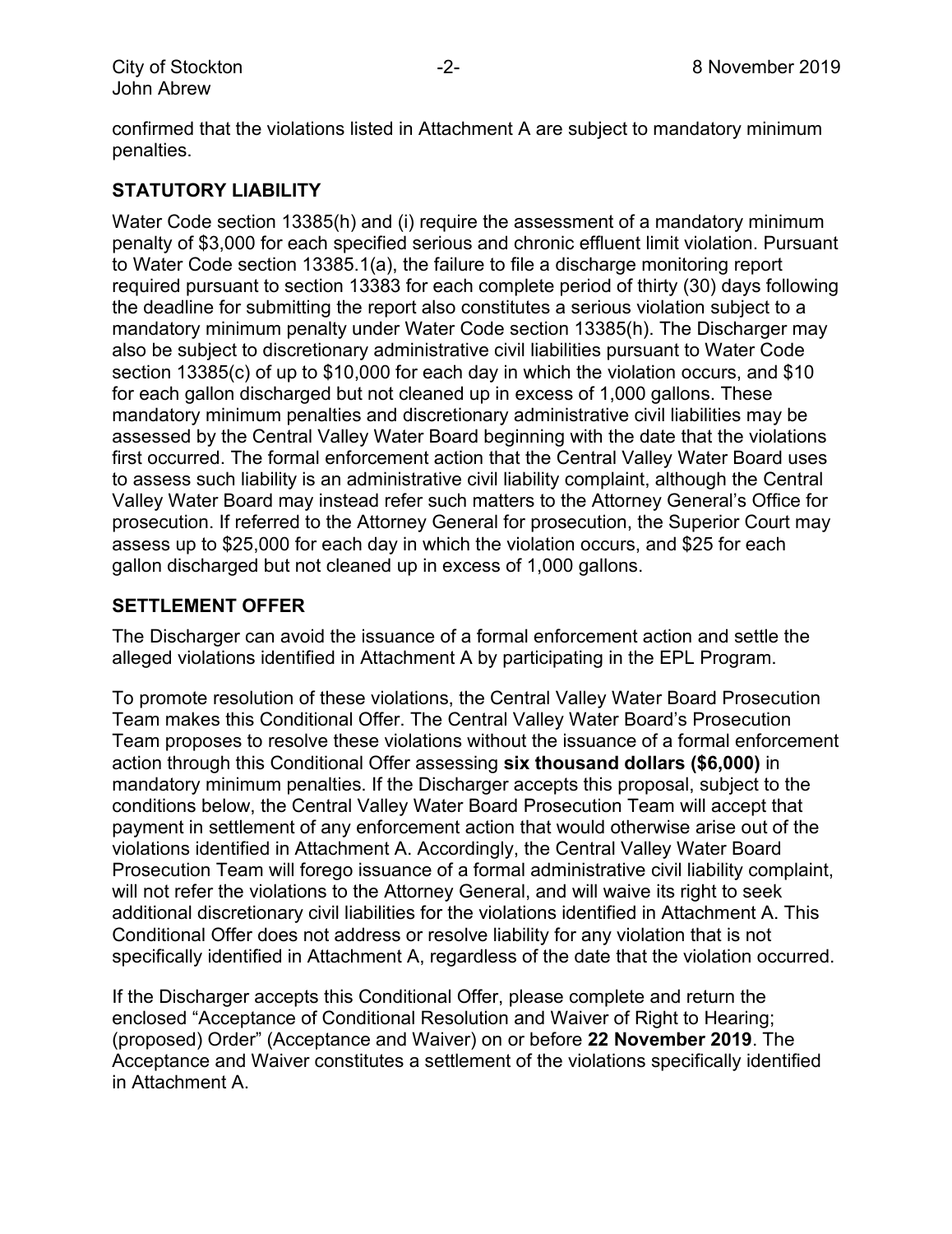confirmed that the violations listed in Attachment A are subject to mandatory minimum penalties.

## STATUTORY LIABILITY

Water Code section 13385(h) and (i) require the assessment of a mandatory minimum penalty of $3,000 for each specified serious and chronic effluent limit violation. Pursuant to Water Code section 13385.1(a), the failure to file a discharge monitoring report required pursuant to section 13383 for each complete period of thirty (30) days following the deadline for submitting the report also constitutes a serious violation subject to a mandatory minimum penalty under Water Code section 13385(h). The Discharger may also be subject to discretionary administrative civil liabilities pursuant to Water Code section 13385(c) of up to $10,000 for each day in which the violation occurs, and $10 for each gallon discharged but not cleaned up in excess of 1,000 gallons. These mandatory minimum penalties and discretionary administrative civil liabilities may be assessed by the Central Valley Water Board beginning with the date that the violations first occurred. The formal enforcement action that the Central Valley Water Board uses to assess such liability is an administrative civil liability complaint, although the Central Valley Water Board may instead refer such matters to the Attorney General's Office for prosecution. If referred to the Attorney General for prosecution, the Superior Court may assess up to $25,000 for each day in which the violation occurs, and $25 for each gallon discharged but not cleaned up in excess of 1,000 gallons.

## SETTLEMENT OFFER

The Discharger can avoid the issuance of a formal enforcement action and settle the alleged violations identified in Attachment A by participating in the EPL Program.

To promote resolution of these violations, the Central Valley Water Board Prosecution Team makes this Conditional Offer. The Central Valley Water Board's Prosecution Team proposes to resolve these violations without the issuance of a formal enforcement action through this Conditional Offer assessing **six thousand dollars ($6,000)** in mandatory minimum penalties. If the Discharger accepts this proposal, subject to the conditions below, the Central Valley Water Board Prosecution Team will accept that payment in settlement of any enforcement action that would otherwise arise out of the violations identified in Attachment A. Accordingly, the Central Valley Water Board Prosecution Team will forego issuance of a formal administrative civil liability complaint, will not refer the violations to the Attorney General, and will waive its right to seek additional discretionary civil liabilities for the violations identified in Attachment A. This Conditional Offer does not address or resolve liability for any violation that is not specifically identified in Attachment A, regardless of the date that the violation occurred.

If the Discharger accepts this Conditional Offer, please complete and return the enclosed "Acceptance of Conditional Resolution and Waiver of Right to Hearing; (proposed) Order" (Acceptance and Waiver) on or before **22 November 2019**. The Acceptance and Waiver constitutes a settlement of the violations specifically identified in Attachment A.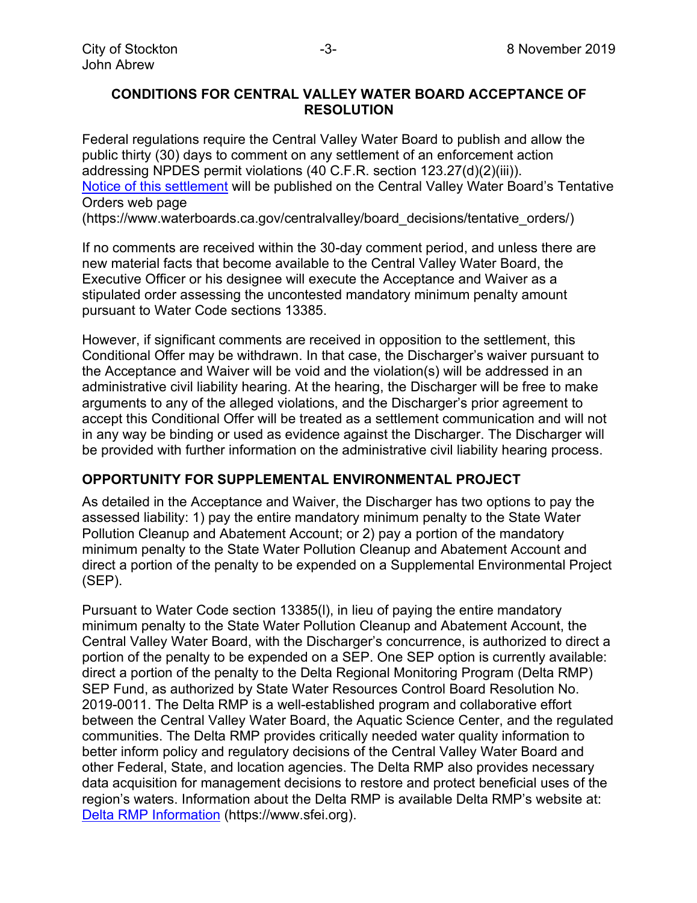## CONDITIONS FOR CENTRAL VALLEY WATER BOARD ACCEPTANCE OF RESOLUTION

Federal regulations require the Central Valley Water Board to publish and allow the public thirty (30) days to comment on any settlement of an enforcement action addressing NPDES permit violations (40 C.F.R. section 123.27(d)(2)(iii)). [Notice of this settlement](https://www.waterboards.ca.gov/centralvalley/board_decisions/tentative_orders/) will be published on the Central Valley Water Board's Tentative Orders web page (https://www.waterboards.ca.gov/centralvalley/board_decisions/tentative_orders/)

If no comments are received within the 30-day comment period, and unless there are new material facts that become available to the Central Valley Water Board, the Executive Officer or his designee will execute the Acceptance and Waiver as a stipulated order assessing the uncontested mandatory minimum penalty amount pursuant to Water Code sections 13385.

However, if significant comments are received in opposition to the settlement, this Conditional Offer may be withdrawn. In that case, the Discharger's waiver pursuant to the Acceptance and Waiver will be void and the violation(s) will be addressed in an administrative civil liability hearing. At the hearing, the Discharger will be free to make arguments to any of the alleged violations, and the Discharger's prior agreement to accept this Conditional Offer will be treated as a settlement communication and will not in any way be binding or used as evidence against the Discharger. The Discharger will be provided with further information on the administrative civil liability hearing process.

## OPPORTUNITY FOR SUPPLEMENTAL ENVIRONMENTAL PROJECT

As detailed in the Acceptance and Waiver, the Discharger has two options to pay the assessed liability: 1) pay the entire mandatory minimum penalty to the State Water Pollution Cleanup and Abatement Account; or 2) pay a portion of the mandatory minimum penalty to the State Water Pollution Cleanup and Abatement Account and direct a portion of the penalty to be expended on a Supplemental Environmental Project (SEP).

Pursuant to Water Code section 13385(l), in lieu of paying the entire mandatory minimum penalty to the State Water Pollution Cleanup and Abatement Account, the Central Valley Water Board, with the Discharger's concurrence, is authorized to direct a portion of the penalty to be expended on a SEP. One SEP option is currently available: direct a portion of the penalty to the Delta Regional Monitoring Program (Delta RMP) SEP Fund, as authorized by State Water Resources Control Board Resolution No. 2019-0011. The Delta RMP is a well-established program and collaborative effort between the Central Valley Water Board, the Aquatic Science Center, and the regulated communities. The Delta RMP provides critically needed water quality information to better inform policy and regulatory decisions of the Central Valley Water Board and other Federal, State, and location agencies. The Delta RMP also provides necessary data acquisition for management decisions to restore and protect beneficial uses of the region's waters. Information about the Delta RMP is available Delta RMP's website at: [Delta RMP Information](https://www.sfei.org) (https://www.sfei.org).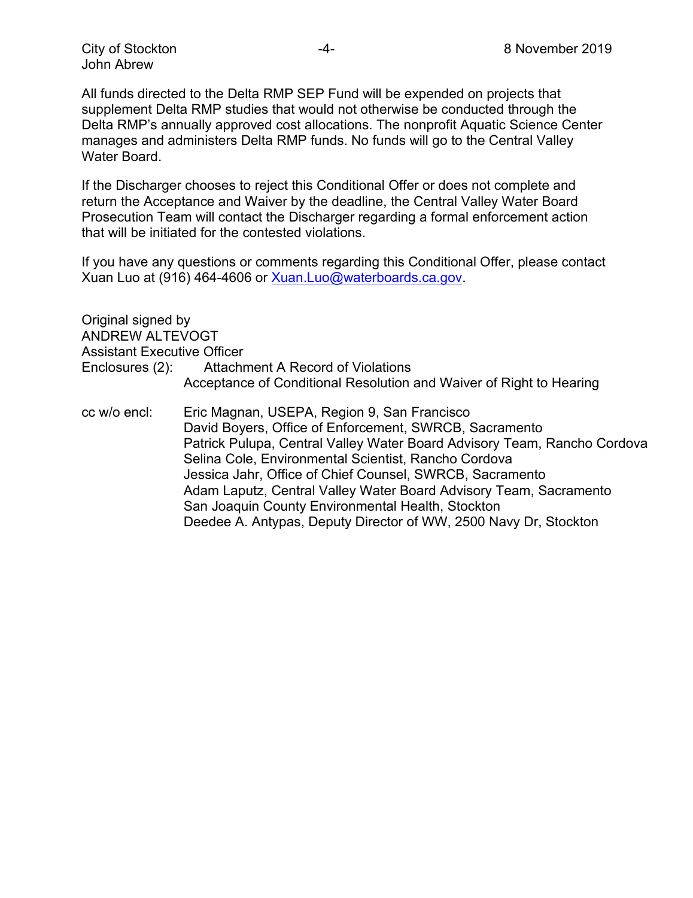All funds directed to the Delta RMP SEP Fund will be expended on projects that supplement Delta RMP studies that would not otherwise be conducted through the Delta RMP's annually approved cost allocations. The nonprofit Aquatic Science Center manages and administers Delta RMP funds. No funds will go to the Central Valley Water Board.

If the Discharger chooses to reject this Conditional Offer or does not complete and return the Acceptance and Waiver by the deadline, the Central Valley Water Board Prosecution Team will contact the Discharger regarding a formal enforcement action that will be initiated for the contested violations.

If you have any questions or comments regarding this Conditional Offer, please contact Xuan Luo at (916) 464-4606 or [Xuan.Luo@waterboards.ca.gov](mailto:Xuan.Luo@waterboards.ca.gov).

Original signed by
ANDREW ALTEVOGT
Assistant Executive Officer

Enclosures (2): Attachment A Record of Violations
Acceptance of Conditional Resolution and Waiver of Right to Hearing

cc w/o encl:
Eric Magnan, USEPA, Region 9, San Francisco
David Boyers, Office of Enforcement, SWRCB, Sacramento
Patrick Pulupa, Central Valley Water Board Advisory Team, Rancho Cordova
Selina Cole, Environmental Scientist, Rancho Cordova
Jessica Jahr, Office of Chief Counsel, SWRCB, Sacramento
Adam Laputz, Central Valley Water Board Advisory Team, Sacramento
San Joaquin County Environmental Health, Stockton
Deedee A. Antypas, Deputy Director of WW, 2500 Navy Dr, Stockton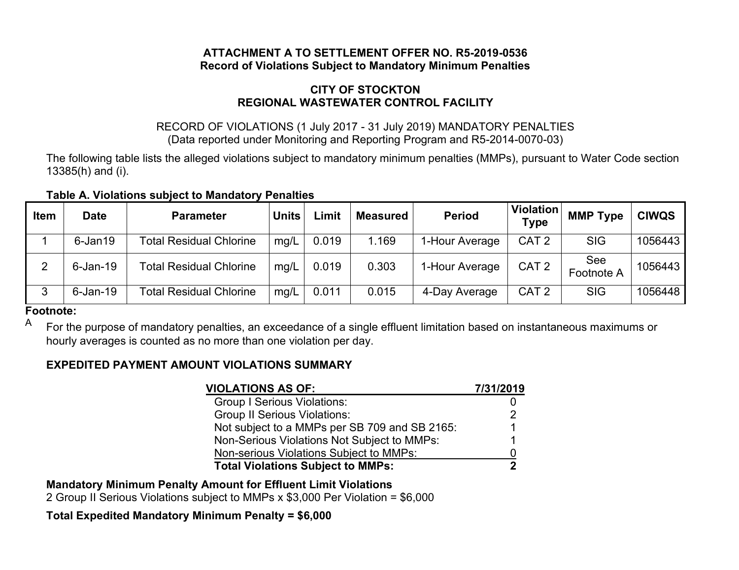**ATTACHMENT A TO SETTLEMENT OFFER NO. R5-2019-0536**
**Record of Violations Subject to Mandatory Minimum Penalties**

**CITY OF STOCKTON**
**REGIONAL WASTEWATER CONTROL FACILITY**

RECORD OF VIOLATIONS (1 July 2017 - 31 July 2019) MANDATORY PENALTIES
(Data reported under Monitoring and Reporting Program and R5-2014-0070-03)

The following table lists the alleged violations subject to mandatory minimum penalties (MMPs), pursuant to Water Code section 13385(h) and (i).

**Table A. Violations subject to Mandatory Penalties**

| Item | Date | Parameter | Units | Limit | Measured | Period | Violation Type | MMP Type | CIWQS |
|---|---|---|---|---|---|---|---|---|---|
| 1 | 6-Jan19 | Total Residual Chlorine | mg/L | 0.019 | 1.169 | 1-Hour Average | CAT 2 | SIG | 1056443 |
| 2 | 6-Jan-19 | Total Residual Chlorine | mg/L | 0.019 | 0.303 | 1-Hour Average | CAT 2 | See Footnote A | 1056443 |
| 3 | 6-Jan-19 | Total Residual Chlorine | mg/L | 0.011 | 0.015 | 4-Day Average | CAT 2 | SIG | 1056448 |

**Footnote:**

[A] For the purpose of mandatory penalties, an exceedance of a single effluent limitation based on instantaneous maximums or hourly averages is counted as no more than one violation per day.

**EXPEDITED PAYMENT AMOUNT VIOLATIONS SUMMARY**

| VIOLATIONS AS OF: | 7/31/2019 |
|---|---|
| Group I Serious Violations: | 0 |
| Group II Serious Violations: | 2 |
| Not subject to a MMPs per SB 709 and SB 2165: | 1 |
| Non-Serious Violations Not Subject to MMPs: | 1 |
| Non-serious Violations Subject to MMPs: | 0 |
| **Total Violations Subject to MMPs:** | **2** |

**Mandatory Minimum Penalty Amount for Effluent Limit Violations**
2 Group II Serious Violations subject to MMPs x $3,000 Per Violation = $6,000

**Total Expedited Mandatory Minimum Penalty = $6,000**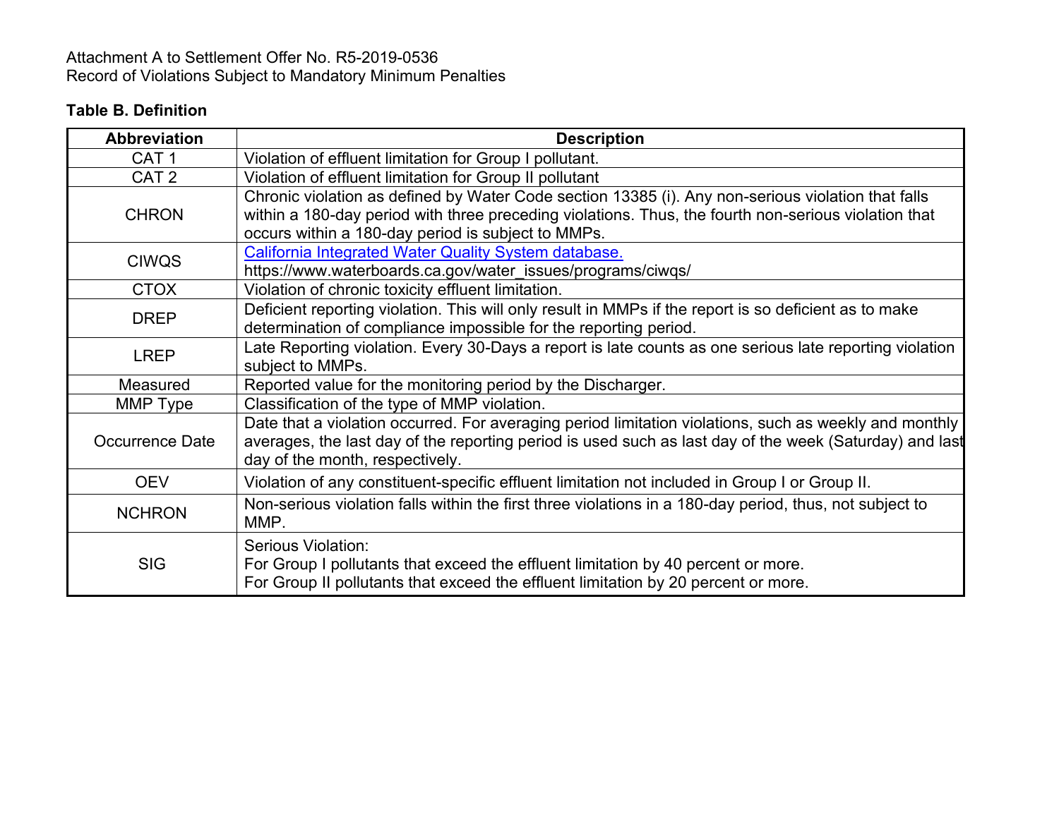Attachment A to Settlement Offer No. R5-2019-0536
Record of Violations Subject to Mandatory Minimum Penalties

**Table B. Definition**

| Abbreviation | Description |
|---|---|
| CAT 1 | Violation of effluent limitation for Group I pollutant. |
| CAT 2 | Violation of effluent limitation for Group II pollutant |
| CHRON | Chronic violation as defined by Water Code section 13385 (i). Any non-serious violation that falls within a 180-day period with three preceding violations. Thus, the fourth non-serious violation that occurs within a 180-day period is subject to MMPs. |
| CIWQS | [California Integrated Water Quality System database.](https://www.waterboards.ca.gov/water_issues/programs/ciwqs/) https://www.waterboards.ca.gov/water_issues/programs/ciwqs/ |
| CTOX | Violation of chronic toxicity effluent limitation. |
| DREP | Deficient reporting violation. This will only result in MMPs if the report is so deficient as to make determination of compliance impossible for the reporting period. |
| LREP | Late Reporting violation. Every 30-Days a report is late counts as one serious late reporting violation subject to MMPs. |
| Measured | Reported value for the monitoring period by the Discharger. |
| MMP Type | Classification of the type of MMP violation. |
| Occurrence Date | Date that a violation occurred. For averaging period limitation violations, such as weekly and monthly averages, the last day of the reporting period is used such as last day of the week (Saturday) and last day of the month, respectively. |
| OEV | Violation of any constituent-specific effluent limitation not included in Group I or Group II. |
| NCHRON | Non-serious violation falls within the first three violations in a 180-day period, thus, not subject to MMP. |
| SIG | Serious Violation: For Group I pollutants that exceed the effluent limitation by 40 percent or more. For Group II pollutants that exceed the effluent limitation by 20 percent or more. |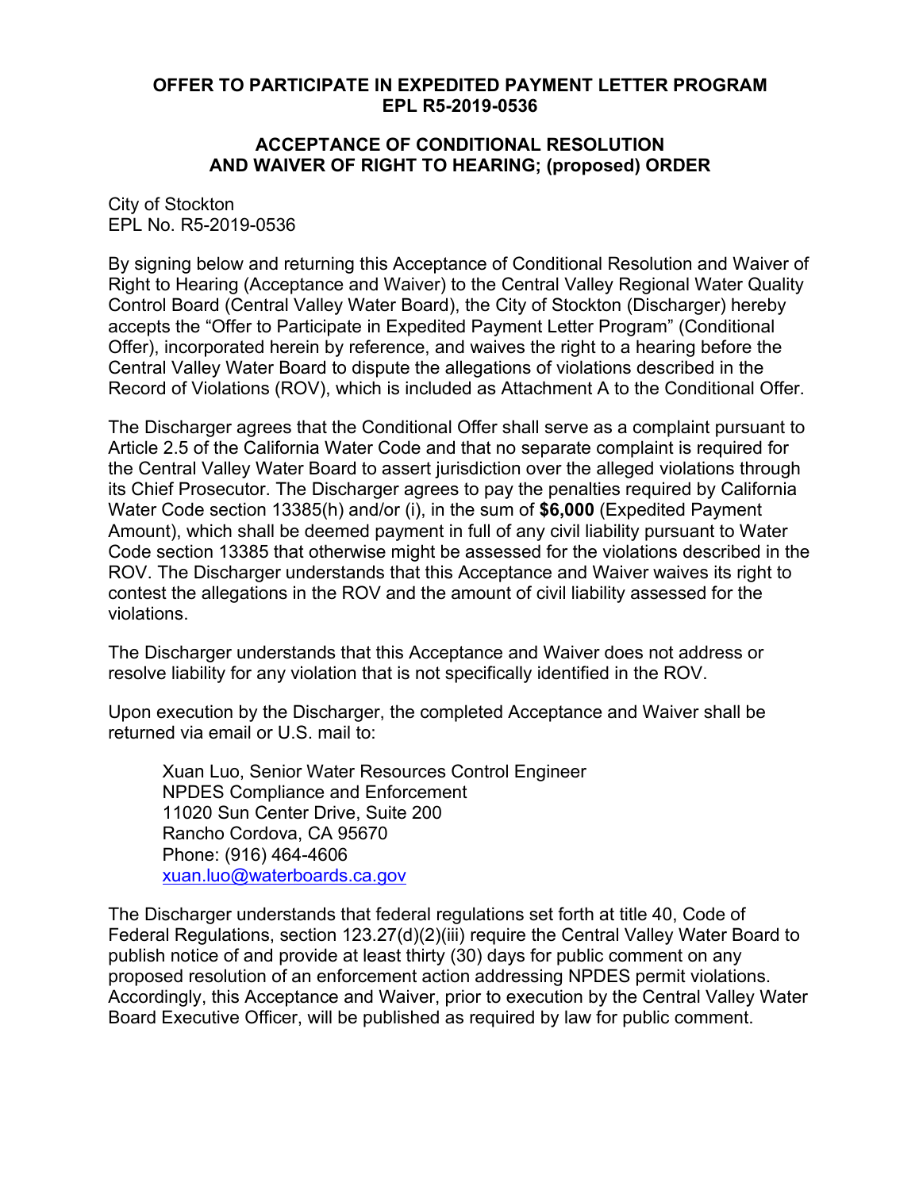# OFFER TO PARTICIPATE IN EXPEDITED PAYMENT LETTER PROGRAM EPL R5-2019-0536

## ACCEPTANCE OF CONDITIONAL RESOLUTION AND WAIVER OF RIGHT TO HEARING; (proposed) ORDER

City of Stockton
EPL No. R5-2019-0536

By signing below and returning this Acceptance of Conditional Resolution and Waiver of Right to Hearing (Acceptance and Waiver) to the Central Valley Regional Water Quality Control Board (Central Valley Water Board), the City of Stockton (Discharger) hereby accepts the "Offer to Participate in Expedited Payment Letter Program" (Conditional Offer), incorporated herein by reference, and waives the right to a hearing before the Central Valley Water Board to dispute the allegations of violations described in the Record of Violations (ROV), which is included as Attachment A to the Conditional Offer.

The Discharger agrees that the Conditional Offer shall serve as a complaint pursuant to Article 2.5 of the California Water Code and that no separate complaint is required for the Central Valley Water Board to assert jurisdiction over the alleged violations through its Chief Prosecutor. The Discharger agrees to pay the penalties required by California Water Code section 13385(h) and/or (i), in the sum of **$6,000** (Expedited Payment Amount), which shall be deemed payment in full of any civil liability pursuant to Water Code section 13385 that otherwise might be assessed for the violations described in the ROV. The Discharger understands that this Acceptance and Waiver waives its right to contest the allegations in the ROV and the amount of civil liability assessed for the violations.

The Discharger understands that this Acceptance and Waiver does not address or resolve liability for any violation that is not specifically identified in the ROV.

Upon execution by the Discharger, the completed Acceptance and Waiver shall be returned via email or U.S. mail to:

> Xuan Luo, Senior Water Resources Control Engineer
> NPDES Compliance and Enforcement
> 11020 Sun Center Drive, Suite 200
> Rancho Cordova, CA 95670
> Phone: (916) 464-4606
> xuan.luo@waterboards.ca.gov

The Discharger understands that federal regulations set forth at title 40, Code of Federal Regulations, section 123.27(d)(2)(iii) require the Central Valley Water Board to publish notice of and provide at least thirty (30) days for public comment on any proposed resolution of an enforcement action addressing NPDES permit violations. Accordingly, this Acceptance and Waiver, prior to execution by the Central Valley Water Board Executive Officer, will be published as required by law for public comment.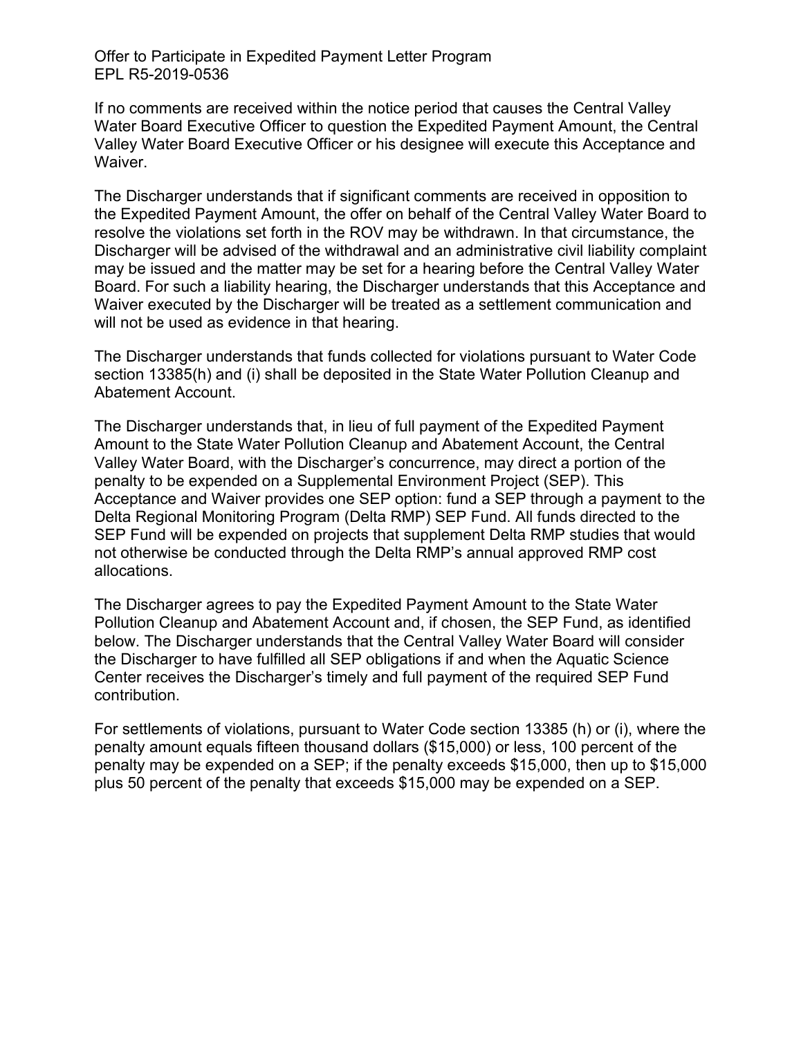If no comments are received within the notice period that causes the Central Valley Water Board Executive Officer to question the Expedited Payment Amount, the Central Valley Water Board Executive Officer or his designee will execute this Acceptance and Waiver.

The Discharger understands that if significant comments are received in opposition to the Expedited Payment Amount, the offer on behalf of the Central Valley Water Board to resolve the violations set forth in the ROV may be withdrawn. In that circumstance, the Discharger will be advised of the withdrawal and an administrative civil liability complaint may be issued and the matter may be set for a hearing before the Central Valley Water Board. For such a liability hearing, the Discharger understands that this Acceptance and Waiver executed by the Discharger will be treated as a settlement communication and will not be used as evidence in that hearing.

The Discharger understands that funds collected for violations pursuant to Water Code section 13385(h) and (i) shall be deposited in the State Water Pollution Cleanup and Abatement Account.

The Discharger understands that, in lieu of full payment of the Expedited Payment Amount to the State Water Pollution Cleanup and Abatement Account, the Central Valley Water Board, with the Discharger's concurrence, may direct a portion of the penalty to be expended on a Supplemental Environment Project (SEP). This Acceptance and Waiver provides one SEP option: fund a SEP through a payment to the Delta Regional Monitoring Program (Delta RMP) SEP Fund. All funds directed to the SEP Fund will be expended on projects that supplement Delta RMP studies that would not otherwise be conducted through the Delta RMP's annual approved RMP cost allocations.

The Discharger agrees to pay the Expedited Payment Amount to the State Water Pollution Cleanup and Abatement Account and, if chosen, the SEP Fund, as identified below. The Discharger understands that the Central Valley Water Board will consider the Discharger to have fulfilled all SEP obligations if and when the Aquatic Science Center receives the Discharger's timely and full payment of the required SEP Fund contribution.

For settlements of violations, pursuant to Water Code section 13385 (h) or (i), where the penalty amount equals fifteen thousand dollars ($15,000) or less, 100 percent of the penalty may be expended on a SEP; if the penalty exceeds $15,000, then up to $15,000 plus 50 percent of the penalty that exceeds $15,000 may be expended on a SEP.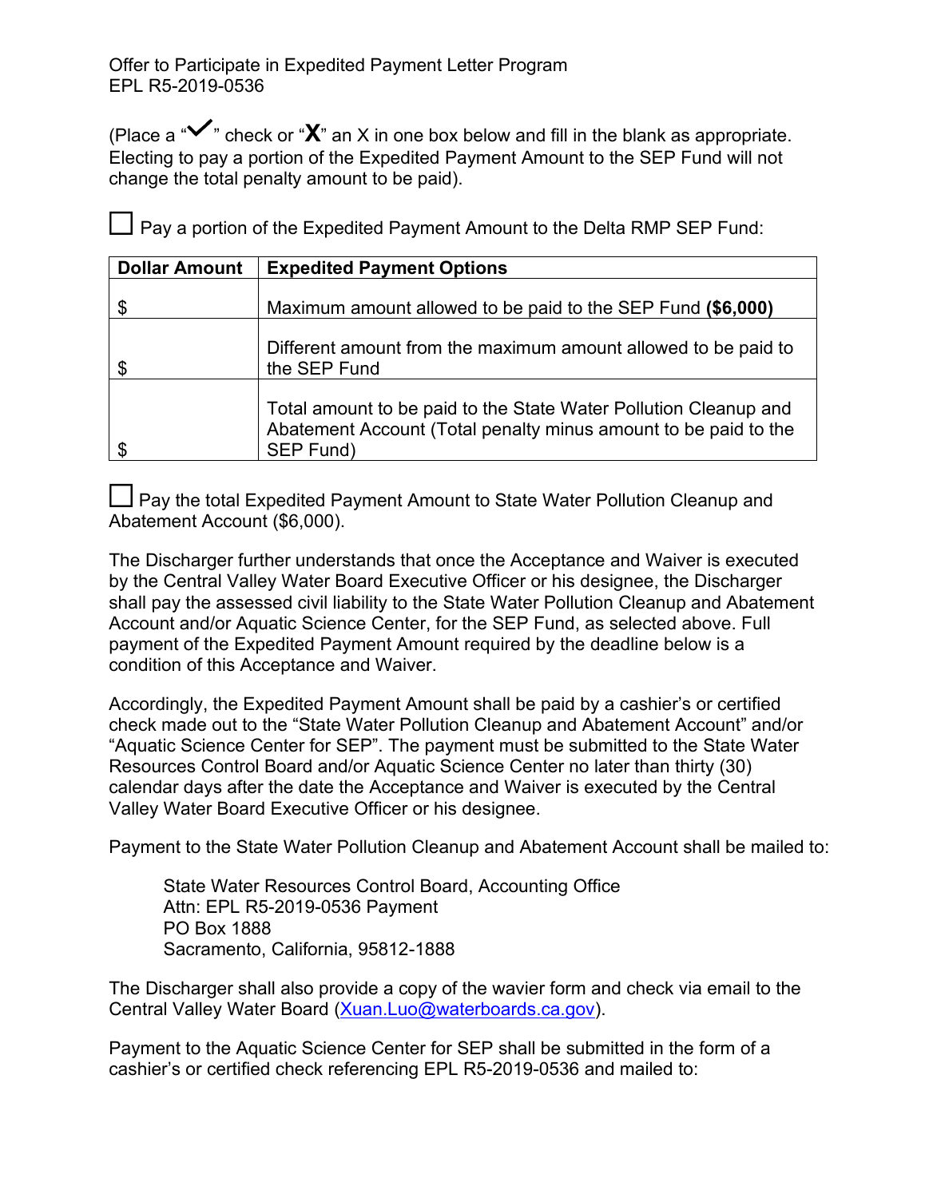Offer to Participate in Expedited Payment Letter Program
EPL R5-2019-0536

(Place a "✓" check or "**X**" an X in one box below and fill in the blank as appropriate. Electing to pay a portion of the Expedited Payment Amount to the SEP Fund will not change the total penalty amount to be paid).

☐ Pay a portion of the Expedited Payment Amount to the Delta RMP SEP Fund:

| Dollar Amount | Expedited Payment Options |
|---|---|
| $ | Maximum amount allowed to be paid to the SEP Fund **($6,000)** |
| $ | Different amount from the maximum amount allowed to be paid to the SEP Fund |
| $ | Total amount to be paid to the State Water Pollution Cleanup and Abatement Account (Total penalty minus amount to be paid to the SEP Fund) |

☐ Pay the total Expedited Payment Amount to State Water Pollution Cleanup and Abatement Account ($6,000).

The Discharger further understands that once the Acceptance and Waiver is executed by the Central Valley Water Board Executive Officer or his designee, the Discharger shall pay the assessed civil liability to the State Water Pollution Cleanup and Abatement Account and/or Aquatic Science Center, for the SEP Fund, as selected above. Full payment of the Expedited Payment Amount required by the deadline below is a condition of this Acceptance and Waiver.

Accordingly, the Expedited Payment Amount shall be paid by a cashier's or certified check made out to the "State Water Pollution Cleanup and Abatement Account" and/or "Aquatic Science Center for SEP". The payment must be submitted to the State Water Resources Control Board and/or Aquatic Science Center no later than thirty (30) calendar days after the date the Acceptance and Waiver is executed by the Central Valley Water Board Executive Officer or his designee.

Payment to the State Water Pollution Cleanup and Abatement Account shall be mailed to:

> State Water Resources Control Board, Accounting Office
> Attn: EPL R5-2019-0536 Payment
> PO Box 1888
> Sacramento, California, 95812-1888

The Discharger shall also provide a copy of the wavier form and check via email to the Central Valley Water Board (Xuan.Luo@waterboards.ca.gov).

Payment to the Aquatic Science Center for SEP shall be submitted in the form of a cashier's or certified check referencing EPL R5-2019-0536 and mailed to: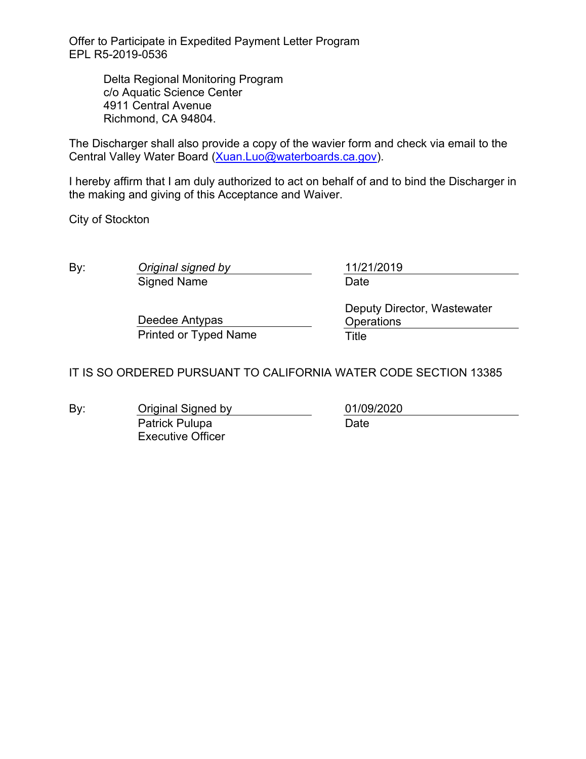Offer to Participate in Expedited Payment Letter Program
EPL R5-2019-0536

Delta Regional Monitoring Program
c/o Aquatic Science Center
4911 Central Avenue
Richmond, CA 94804.

The Discharger shall also provide a copy of the wavier form and check via email to the Central Valley Water Board (Xuan.Luo@waterboards.ca.gov).

I hereby affirm that I am duly authorized to act on behalf of and to bind the Discharger in the making and giving of this Acceptance and Waiver.

City of Stockton

| | | |
|---|---|---|
| By: | *Original signed by* | 11/21/2019 |
| | Signed Name | Date |
| | Deedee Antypas | Deputy Director, Wastewater Operations |
| | Printed or Typed Name | Title |

IT IS SO ORDERED PURSUANT TO CALIFORNIA WATER CODE SECTION 13385

| | | |
|---|---|---|
| By: | Original Signed by | 01/09/2020 |
| | Patrick Pulupa<br>Executive Officer | Date |